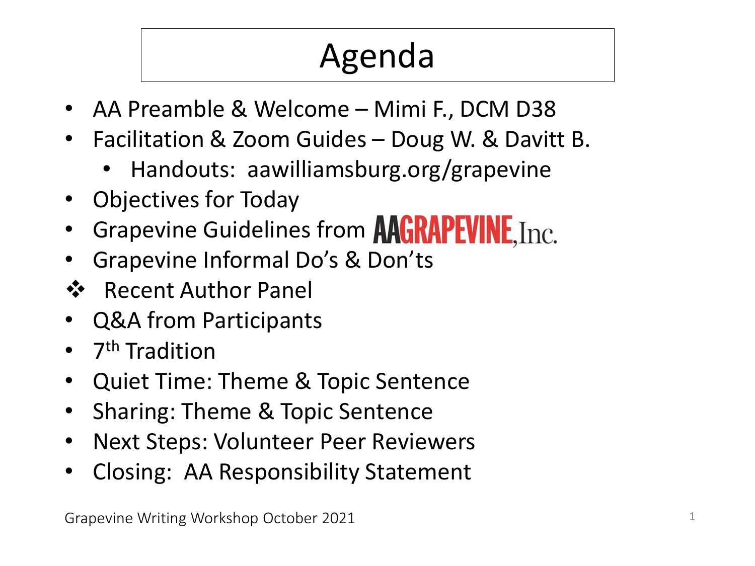# Agenda

- AA Preamble & Welcome – Mimi F., DCM D38
- Facilitation & Zoom Guides – Doug W. & Davitt B.
  - Handouts: aawilliamsburg.org/grapevine
- Objectives for Today
- Grapevine Guidelines from AAGRAPEVINE, Inc.
- Grapevine Informal Do's & Don'ts
- ❖ Recent Author Panel
- Q&A from Participants
- 7th Tradition
- Quiet Time: Theme & Topic Sentence
- Sharing: Theme & Topic Sentence
- Next Steps: Volunteer Peer Reviewers
- Closing: AA Responsibility Statement

Grapevine Writing Workshop October 2021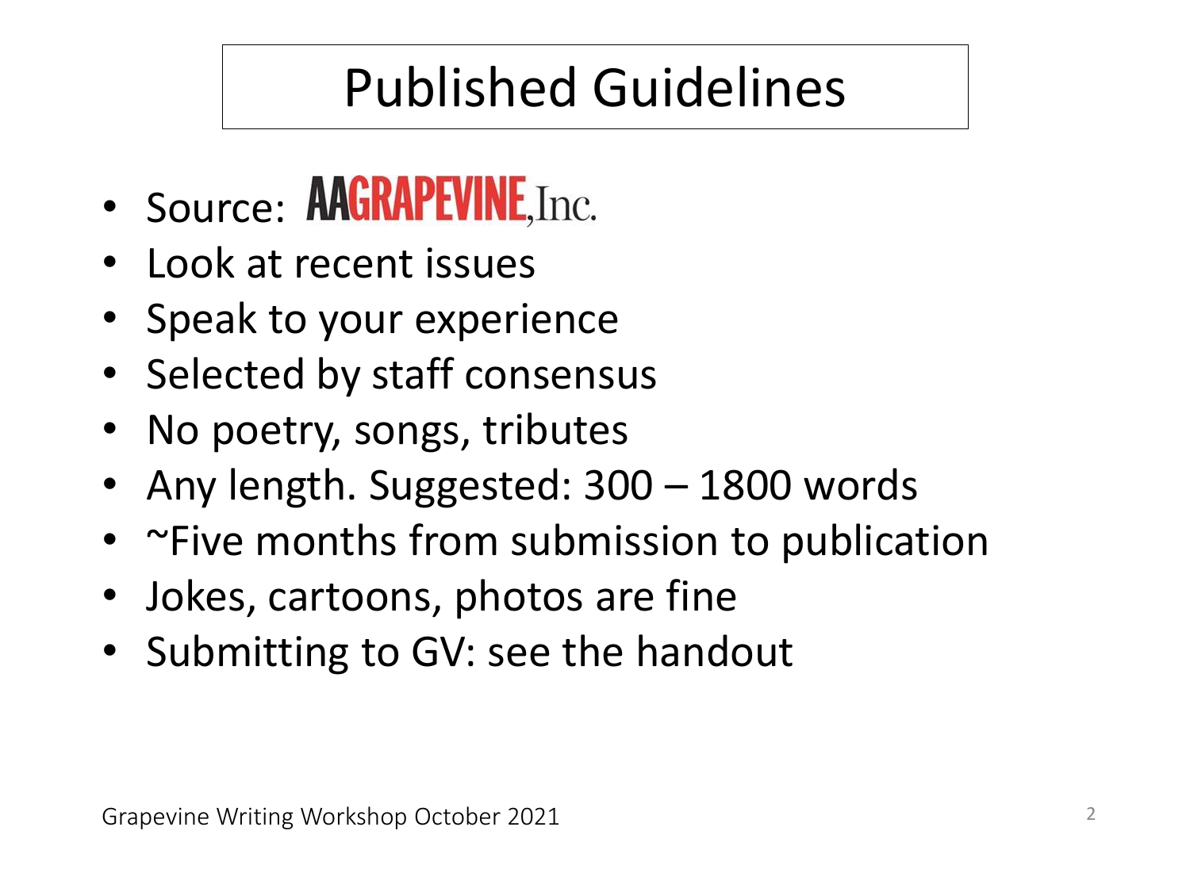# Published Guidelines

- Source: AAGRAPEVINE, Inc.
- Look at recent issues
- Speak to your experience
- Selected by staff consensus
- No poetry, songs, tributes
- Any length. Suggested: 300 – 1800 words
- ~Five months from submission to publication
- Jokes, cartoons, photos are fine
- Submitting to GV: see the handout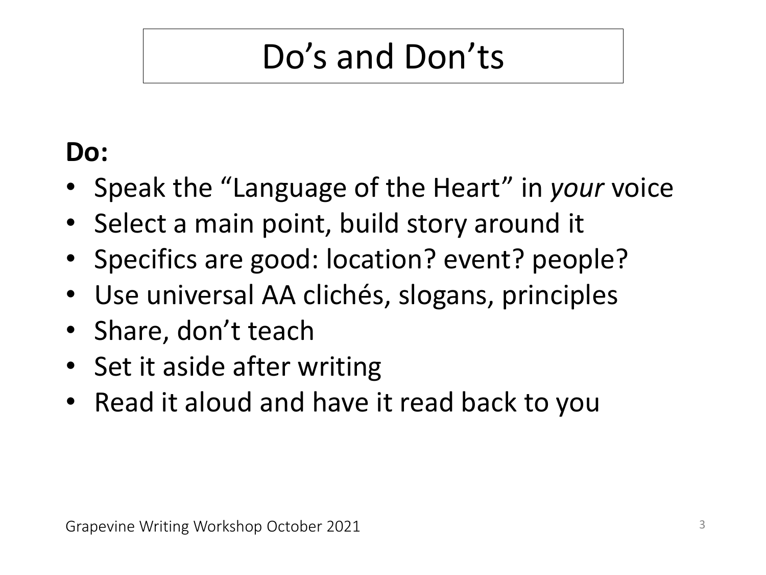# Do's and Don'ts

**Do:**

- Speak the "Language of the Heart" in *your* voice
- Select a main point, build story around it
- Specifics are good: location? event? people?
- Use universal AA clichés, slogans, principles
- Share, don't teach
- Set it aside after writing
- Read it aloud and have it read back to you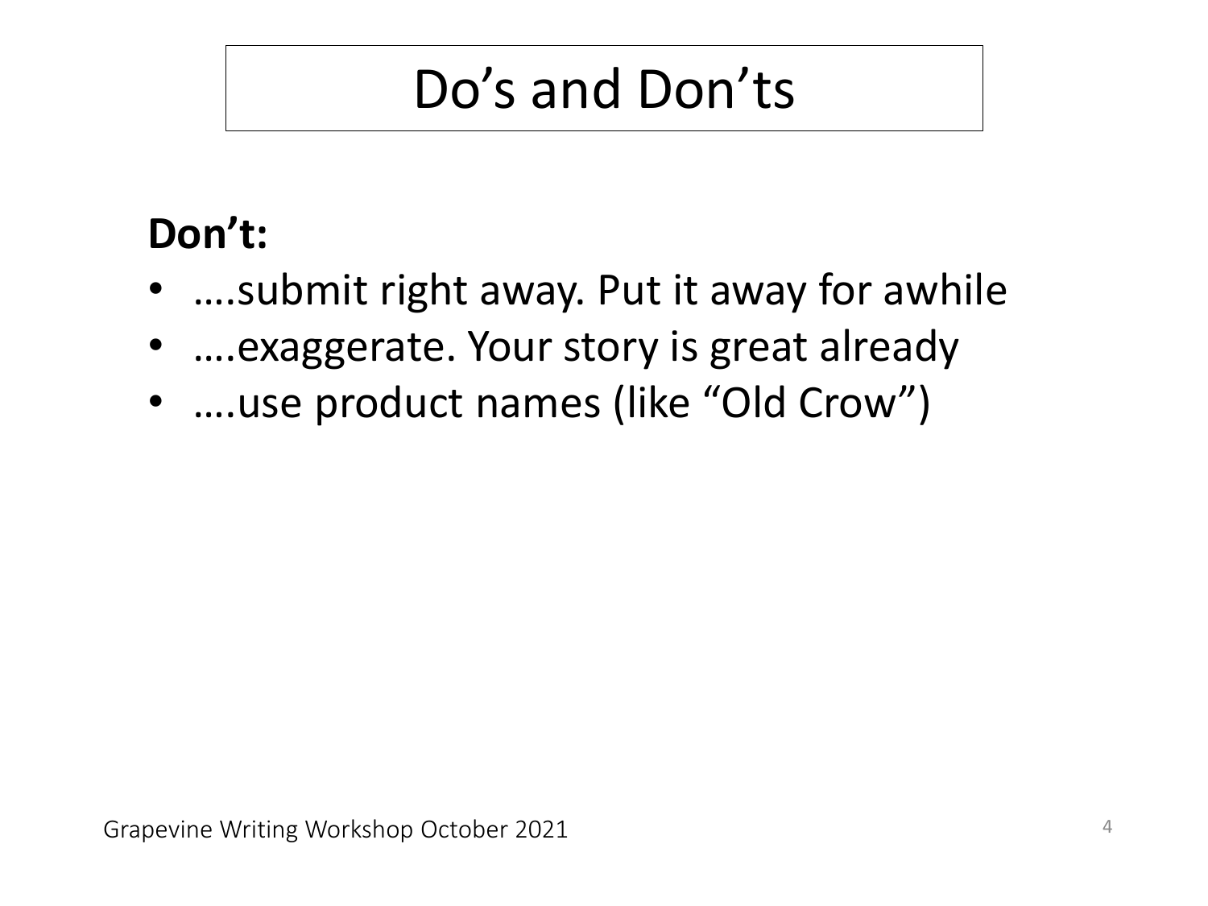# Do's and Don'ts

**Don't:**

- ….submit right away. Put it away for awhile
- ….exaggerate. Your story is great already
- ….use product names (like "Old Crow")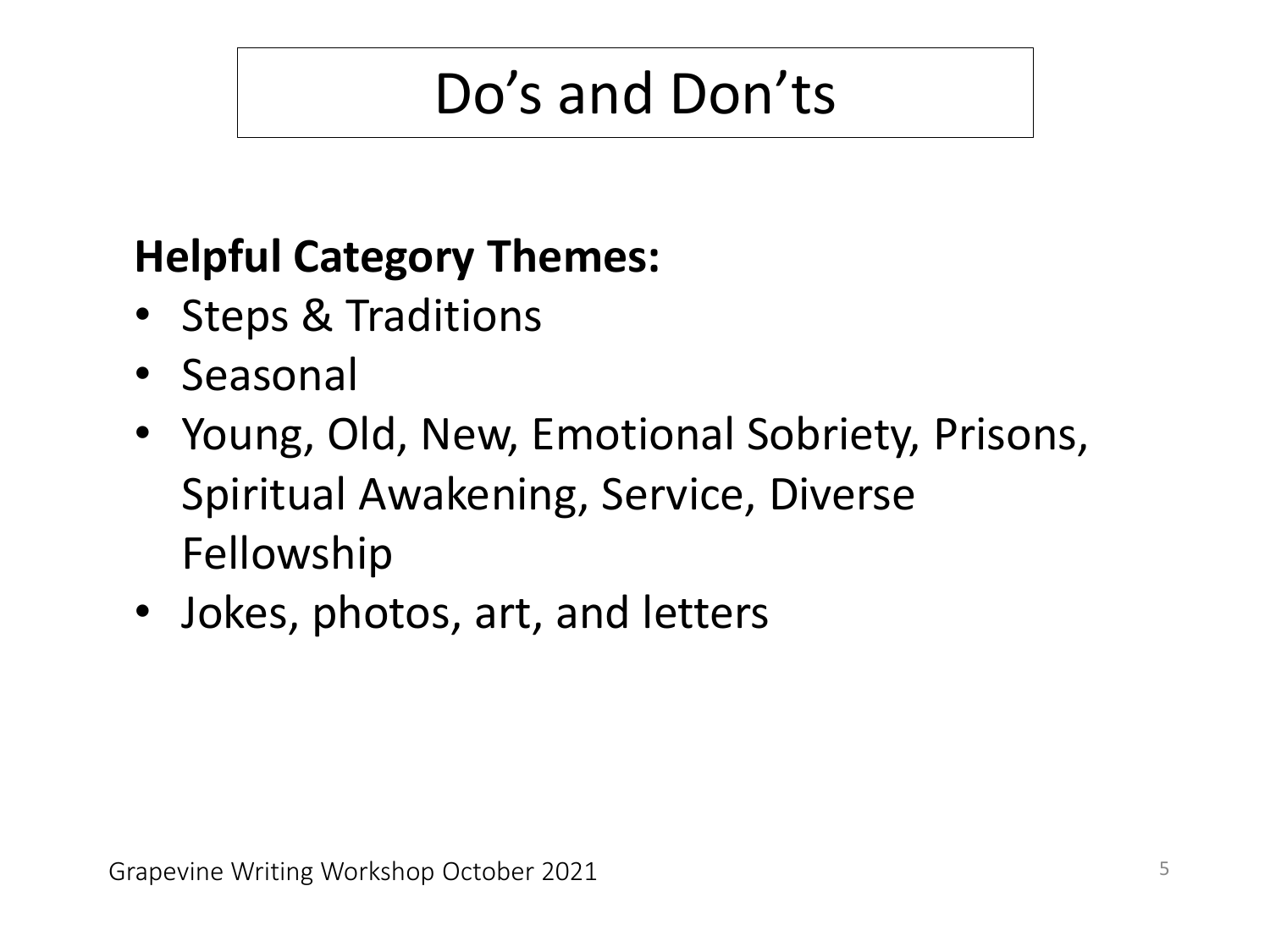# Do's and Don'ts

**Helpful Category Themes:**

- Steps & Traditions
- Seasonal
- Young, Old, New, Emotional Sobriety, Prisons, Spiritual Awakening, Service, Diverse Fellowship
- Jokes, photos, art, and letters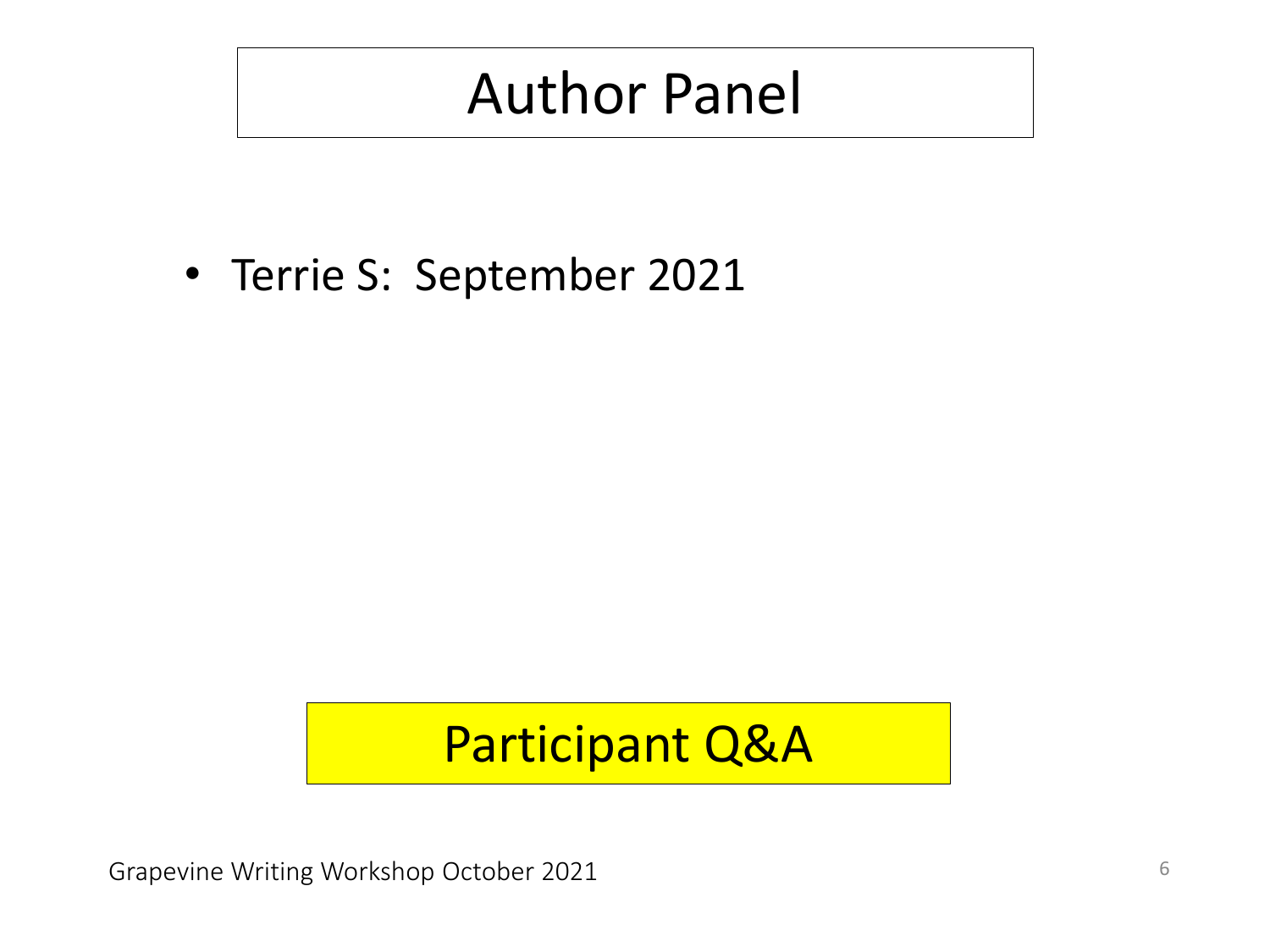# Author Panel

- Terrie S:  September 2021

Participant Q&A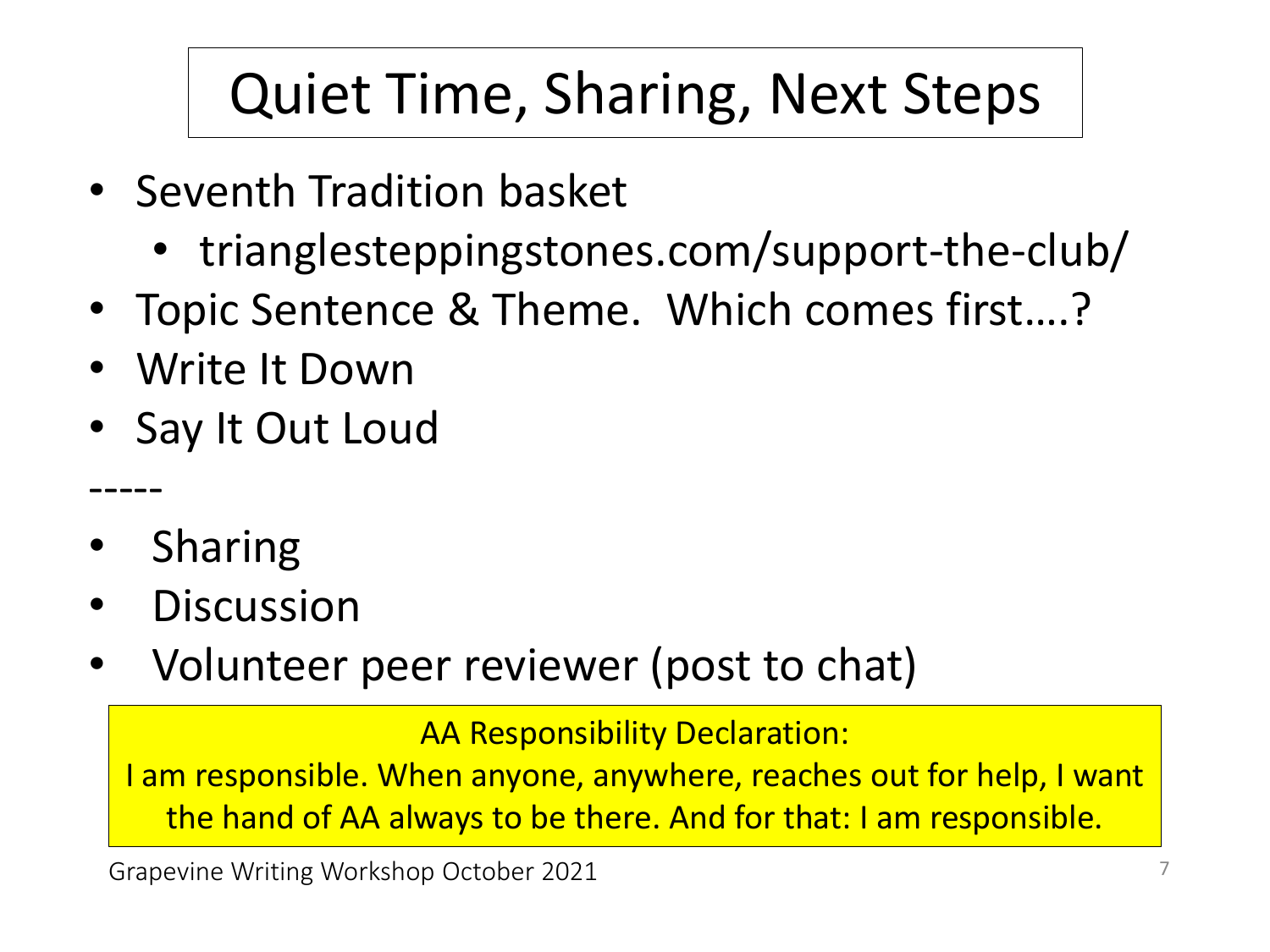# Quiet Time, Sharing, Next Steps

- Seventh Tradition basket
  - trianglesteppingstones.com/support-the-club/
- Topic Sentence & Theme. Which comes first….?
- Write It Down
- Say It Out Loud

-----

- Sharing
- Discussion
- Volunteer peer reviewer (post to chat)

AA Responsibility Declaration:
I am responsible. When anyone, anywhere, reaches out for help, I want the hand of AA always to be there. And for that: I am responsible.

Grapevine Writing Workshop October 2021